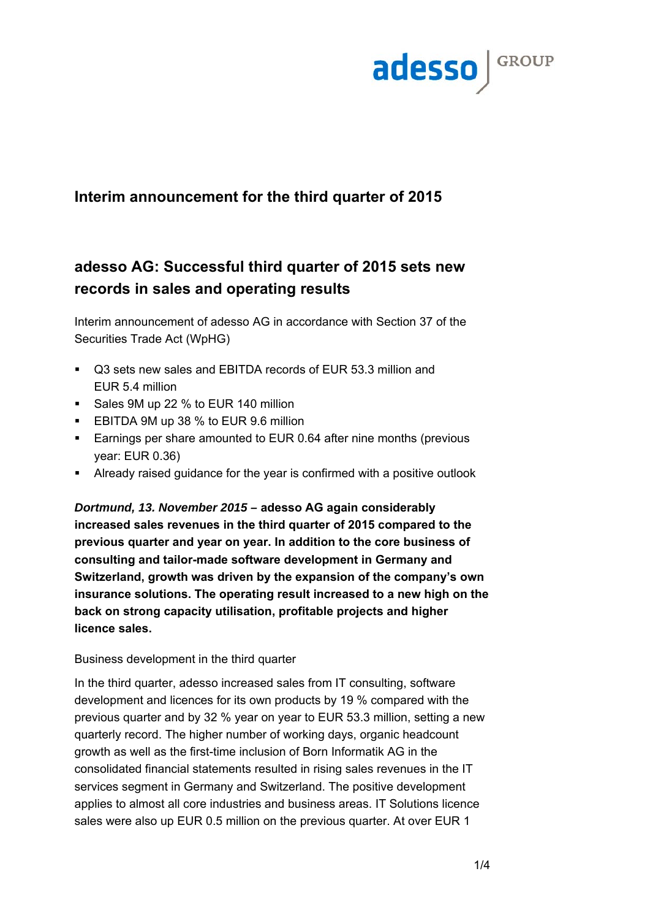# Interim announcement for the third quarter of 2015

## adesso AG: Successful third quarter of 2015 sets new records in sales and operating results

Interim announcement of adesso AG in accordance with Section 37 of the Securities Trade Act (WpHG)

- Q3 sets new sales and EBITDA records of EUR 53.3 million and EUR 5.4 million
- Sales 9M up 22 % to EUR 140 million
- EBITDA 9M up 38 % to EUR 9.6 million
- Earnings per share amounted to EUR 0.64 after nine months (previous year: EUR 0.36)
- Already raised guidance for the year is confirmed with a positive outlook

***Dortmund, 13. November 2015* – adesso AG again considerably increased sales revenues in the third quarter of 2015 compared to the previous quarter and year on year. In addition to the core business of consulting and tailor-made software development in Germany and Switzerland, growth was driven by the expansion of the company's own insurance solutions. The operating result increased to a new high on the back on strong capacity utilisation, profitable projects and higher licence sales.**

Business development in the third quarter

In the third quarter, adesso increased sales from IT consulting, software development and licences for its own products by 19 % compared with the previous quarter and by 32 % year on year to EUR 53.3 million, setting a new quarterly record. The higher number of working days, organic headcount growth as well as the first-time inclusion of Born Informatik AG in the consolidated financial statements resulted in rising sales revenues in the IT services segment in Germany and Switzerland. The positive development applies to almost all core industries and business areas. IT Solutions licence sales were also up EUR 0.5 million on the previous quarter. At over EUR 1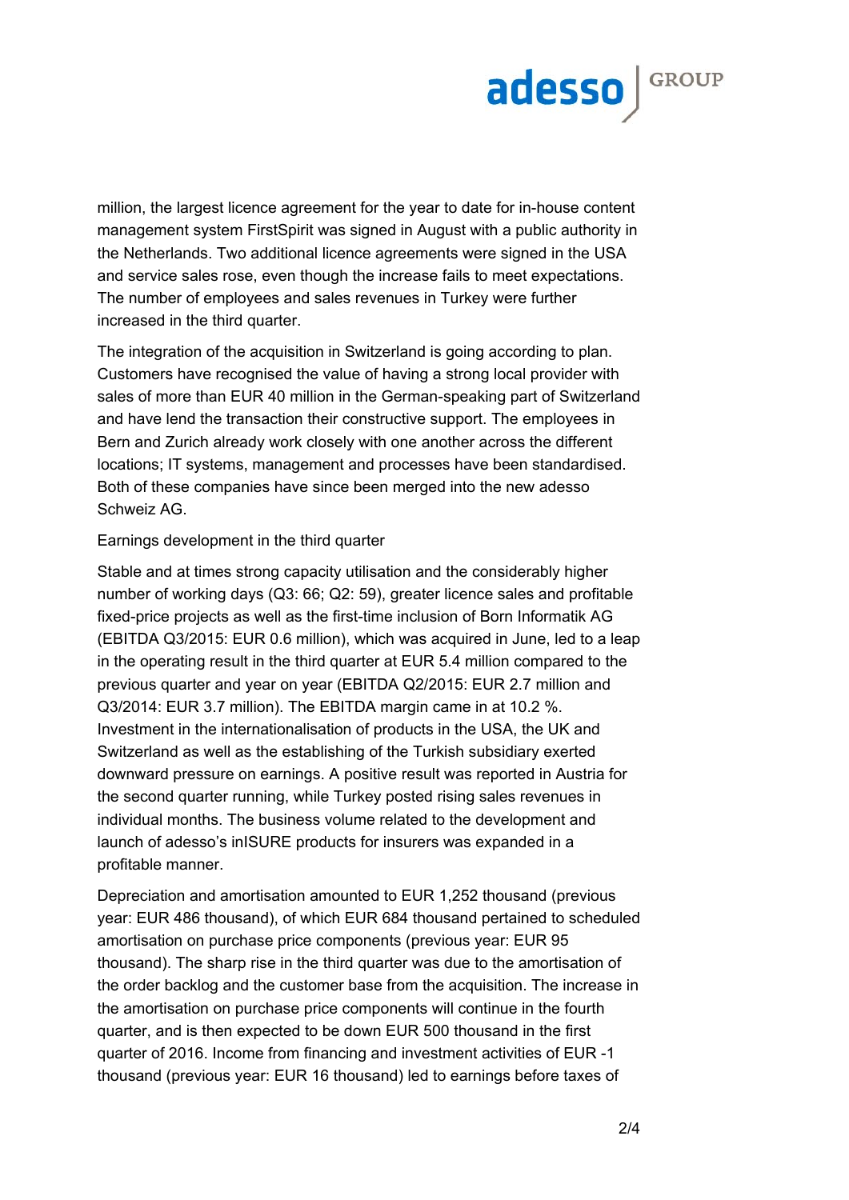million, the largest licence agreement for the year to date for in-house content management system FirstSpirit was signed in August with a public authority in the Netherlands. Two additional licence agreements were signed in the USA and service sales rose, even though the increase fails to meet expectations. The number of employees and sales revenues in Turkey were further increased in the third quarter.

The integration of the acquisition in Switzerland is going according to plan. Customers have recognised the value of having a strong local provider with sales of more than EUR 40 million in the German-speaking part of Switzerland and have lend the transaction their constructive support. The employees in Bern and Zurich already work closely with one another across the different locations; IT systems, management and processes have been standardised. Both of these companies have since been merged into the new adesso Schweiz AG.

Earnings development in the third quarter

Stable and at times strong capacity utilisation and the considerably higher number of working days (Q3: 66; Q2: 59), greater licence sales and profitable fixed-price projects as well as the first-time inclusion of Born Informatik AG (EBITDA Q3/2015: EUR 0.6 million), which was acquired in June, led to a leap in the operating result in the third quarter at EUR 5.4 million compared to the previous quarter and year on year (EBITDA Q2/2015: EUR 2.7 million and Q3/2014: EUR 3.7 million). The EBITDA margin came in at 10.2 %. Investment in the internationalisation of products in the USA, the UK and Switzerland as well as the establishing of the Turkish subsidiary exerted downward pressure on earnings. A positive result was reported in Austria for the second quarter running, while Turkey posted rising sales revenues in individual months. The business volume related to the development and launch of adesso's inISURE products for insurers was expanded in a profitable manner.

Depreciation and amortisation amounted to EUR 1,252 thousand (previous year: EUR 486 thousand), of which EUR 684 thousand pertained to scheduled amortisation on purchase price components (previous year: EUR 95 thousand). The sharp rise in the third quarter was due to the amortisation of the order backlog and the customer base from the acquisition. The increase in the amortisation on purchase price components will continue in the fourth quarter, and is then expected to be down EUR 500 thousand in the first quarter of 2016. Income from financing and investment activities of EUR -1 thousand (previous year: EUR 16 thousand) led to earnings before taxes of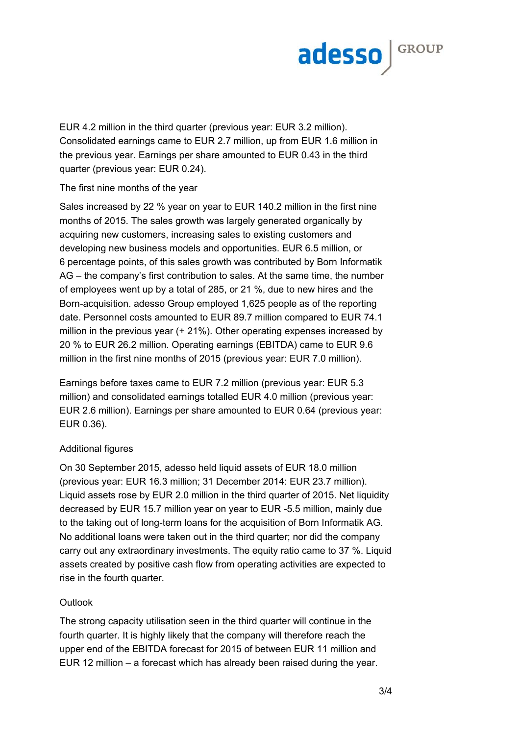EUR 4.2 million in the third quarter (previous year: EUR 3.2 million). Consolidated earnings came to EUR 2.7 million, up from EUR 1.6 million in the previous year. Earnings per share amounted to EUR 0.43 in the third quarter (previous year: EUR 0.24).

The first nine months of the year

Sales increased by 22 % year on year to EUR 140.2 million in the first nine months of 2015. The sales growth was largely generated organically by acquiring new customers, increasing sales to existing customers and developing new business models and opportunities. EUR 6.5 million, or 6 percentage points, of this sales growth was contributed by Born Informatik AG – the company's first contribution to sales. At the same time, the number of employees went up by a total of 285, or 21 %, due to new hires and the Born-acquisition. adesso Group employed 1,625 people as of the reporting date. Personnel costs amounted to EUR 89.7 million compared to EUR 74.1 million in the previous year (+ 21%). Other operating expenses increased by 20 % to EUR 26.2 million. Operating earnings (EBITDA) came to EUR 9.6 million in the first nine months of 2015 (previous year: EUR 7.0 million).

Earnings before taxes came to EUR 7.2 million (previous year: EUR 5.3 million) and consolidated earnings totalled EUR 4.0 million (previous year: EUR 2.6 million). Earnings per share amounted to EUR 0.64 (previous year: EUR 0.36).

Additional figures

On 30 September 2015, adesso held liquid assets of EUR 18.0 million (previous year: EUR 16.3 million; 31 December 2014: EUR 23.7 million). Liquid assets rose by EUR 2.0 million in the third quarter of 2015. Net liquidity decreased by EUR 15.7 million year on year to EUR -5.5 million, mainly due to the taking out of long-term loans for the acquisition of Born Informatik AG. No additional loans were taken out in the third quarter; nor did the company carry out any extraordinary investments. The equity ratio came to 37 %. Liquid assets created by positive cash flow from operating activities are expected to rise in the fourth quarter.

Outlook

The strong capacity utilisation seen in the third quarter will continue in the fourth quarter. It is highly likely that the company will therefore reach the upper end of the EBITDA forecast for 2015 of between EUR 11 million and EUR 12 million – a forecast which has already been raised during the year.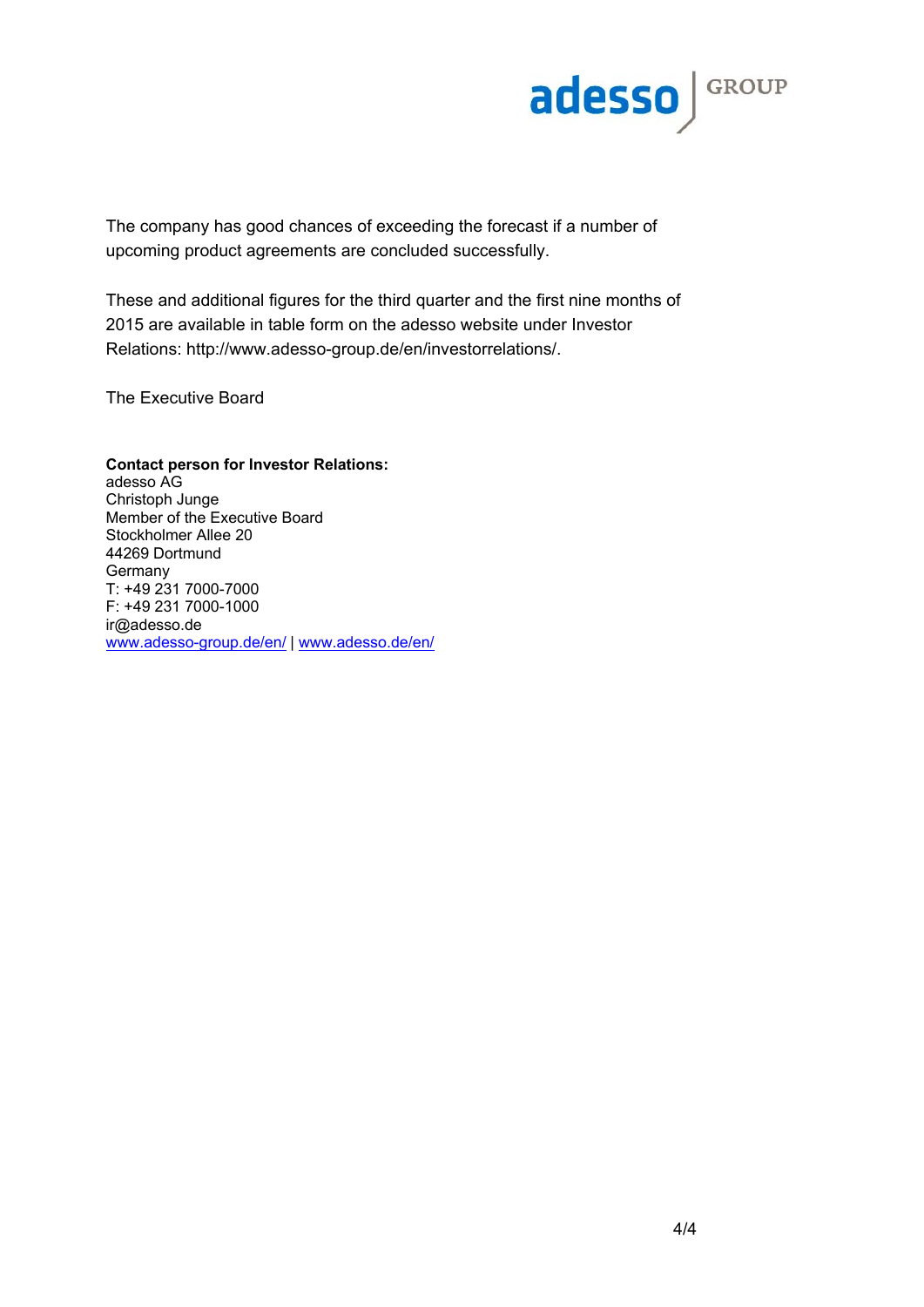The company has good chances of exceeding the forecast if a number of upcoming product agreements are concluded successfully.

These and additional figures for the third quarter and the first nine months of 2015 are available in table form on the adesso website under Investor Relations: http://www.adesso-group.de/en/investorrelations/.

The Executive Board

**Contact person for Investor Relations:**
adesso AG
Christoph Junge
Member of the Executive Board
Stockholmer Allee 20
44269 Dortmund
Germany
T: +49 231 7000-7000
F: +49 231 7000-1000
ir@adesso.de
www.adesso-group.de/en/ | www.adesso.de/en/